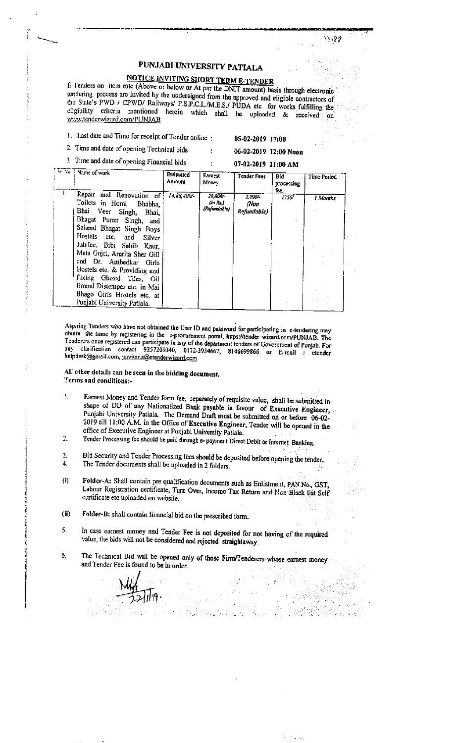# PUNJABI UNIVERSITY PATIALA

## NOTICE INVITING SHORT TERM E-TENDER

E-Tenders on item rate (Above or below or At par the DNIT amount) basis through electronic tendering process are invited by the undersigned from the approved and eligible contractors of the State's PWD / CPWD/ Railways/ P.S.P.C.L./M.E.S./ PUDA etc for works fulfilling the eligibility criteria mentioned herein which shall be uploaded & received on www.tenderwizard.com/PUNJAB

1. Last date and Time for receipt of Tender online : 05-02-2019 17:00
2. Time and date of opening Technical bids : 06-02-2019 12:00 Noon
3. Time and date of opening Financial bids : 07-02-2019 11:00 AM

| Sr. No. | Name of work | Estimated Amount | Earnest Money | Tender Fees | Bid processing fee. | Time Period |
|---|---|---|---|---|---|---|
| 1. | Repair and Renovation of Toilets in Homi Bhabha, Bhai Veer Singh, Bhai, Bhagat Puran Singh, and Saheed Bhagat Singh Boys Hostels etc. and Silver Jubilee, Bibi Sahib Kaur, Mata Gujri, Amrita Sher Gill and Dr. Ambedkar Girls Hostels etc. & Providing and Fixing Glazed Tiles, Oil Bound Distemper etc. in Mai Bhago Girls Hostels etc. at Punjabi University Patiala. | 14,88,400/- | 29,800/- (In Rs.) (Refundable) | 2,000/- (Non Refundable) | 1756/- | 1 Months |

Aspiring Tenders who have not obtained the User ID and password for participating in e-tendering may obtain the same by registering in the e-procurement portal, https://tender wizard.com/PUNJAB. The Tenderers once registered can participate in any of the department tenders of Government of Punjab. For any clarification contact 9257209340, 0172-3934667, 8146699866 or E-mail : etender helpdesk@gmail.com, pavitar.s@etenderwizard.com

**All other details can be seen in the bidding document.**

Terms and conditions:-

1. Earnest Money and Tender form fee, separately of requisite value, shall be submitted in shape of DD of any Nationalized Bank payable in favour of Executive Engineer, Punjabi University Patiala. The Demand Draft must be submitted on or before 06-02-2019 till 11:00 A.M. in the Office of Executive Engineer, Tender will be opened in the office of Executive Engineer at Punjabi University Patiala.
2. Tender Processing fee should be paid through e- payment Direct Debit or Internet Banking.
3. Bid Security and Tender Processing fees should be deposited before opening the tender.
4. The Tender documents shall be uploaded in 2 folders.

(i) **Folder-A:** Shall contain pre qualification documents such as Enlistment, PAN No., GST, Labour Registration certificate, Turn Over, Income Tax Return and Non Black list Self certificate etc uploaded on website.

(ii) **Folder-B:** shall contain financial bid on the prescribed form.

5. In case earnest money and Tender Fee is not deposited for not having of the required value, the bids will not be considered and rejected straightaway.
6. The Technical Bid will be opened only of those Firm/Tenderers whose earnest money and Tender Fee is found to be in order.

22/1/19.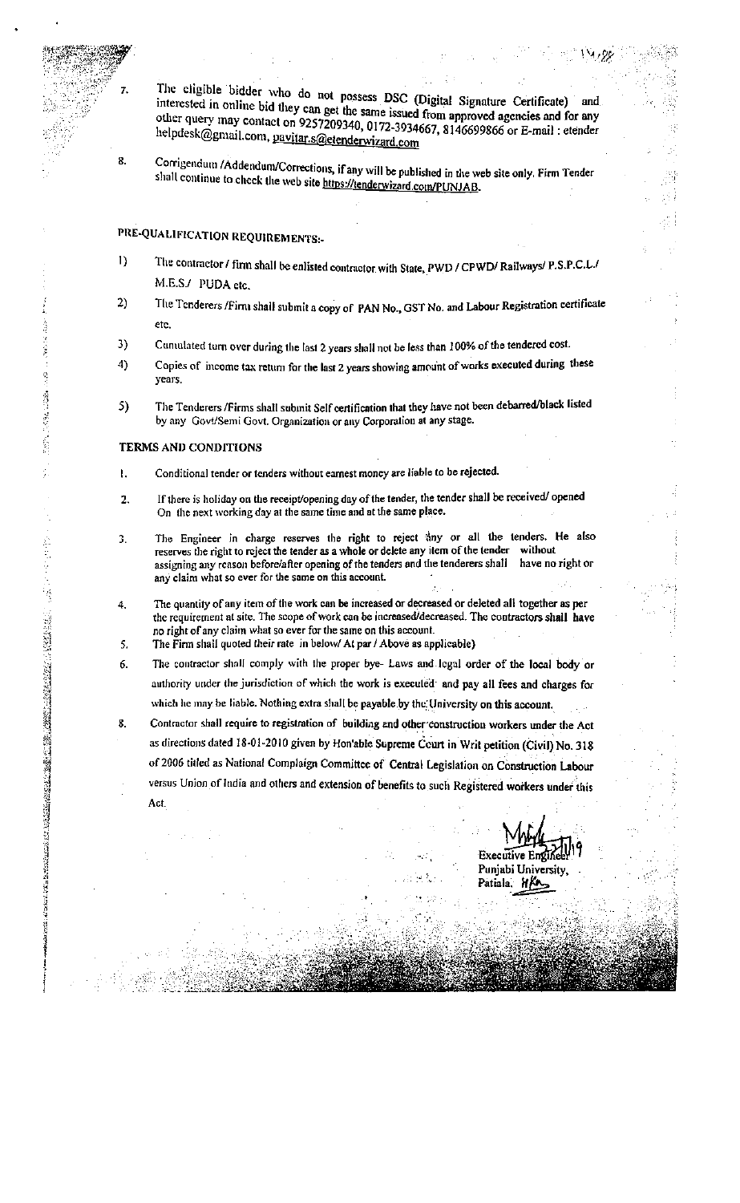7. The eligible bidder who do not possess DSC (Digital Signature Certificate) and interested in online bid they can get the same issued from approved agencies and for any other query may contact on 9257209340, 0172-3934667, 8146699866 or E-mail : etender helpdesk@gmail.com, pavitar.s@etenderwizard.com

8. Corrigendum /Addendum/Corrections, if any will be published in the web site only. Firm Tender shall continue to check the web site https://tenderwizard.com/PUNJAB.

## PRE-QUALIFICATION REQUIREMENTS:-

1) The contractor / firm shall be enlisted contractor with State, PWD / CPWD/ Railways/ P.S.P.C.L./ M.E.S./ PUDA etc.
2) The Tenderers /Firm shall submit a copy of PAN No., GST No. and Labour Registration certificate etc.
3) Cumulated turn over during the last 2 years shall not be less than 100% of the tendered cost.
4) Copies of income tax return for the last 2 years showing amount of works executed during these years.
5) The Tenderers /Firms shall submit Self certification that they have not been debarred/black listed by any Govt/Semi Govt. Organization or any Corporation at any stage.

## TERMS AND CONDITIONS

1. Conditional tender or tenders without earnest money are liable to be rejected.
2. If there is holiday on the receipt/opening day of the tender, the tender shall be received/ opened On the next working day at the same time and at the same place.
3. The Engineer in charge reserves the right to reject any or all the tenders. He also reserves the right to reject the tender as a whole or delete any item of the tender without assigning any reason before/after opening of the tenders and the tenderers shall have no right or any claim what so ever for the same on this account.
4. The quantity of any item of the work can be increased or decreased or deleted all together as per the requirement at site. The scope of work can be increased/decreased. The contractors shall have no right of any claim what so ever for the same on this account.
5. The Firm shall quoted their rate in below/ At par / Above as applicable)
6. The contractor shall comply with the proper bye- Laws and legal order of the local body or authority under the jurisdiction of which the work is executed and pay all fees and charges for which he may be liable. Nothing extra shall be payable by the University on this account.
8. Contractor shall require to registration of building and other construction workers under the Act as directions dated 18-01-2010 given by Hon'able Supreme Court in Writ petition (Civil) No. 318 of 2006 titled as National Complaign Committee of Central Legislation on Construction Labour versus Union of India and others and extension of benefits to such Registered workers under this Act.

Executive Engineer
Punjabi University,
Patiala.